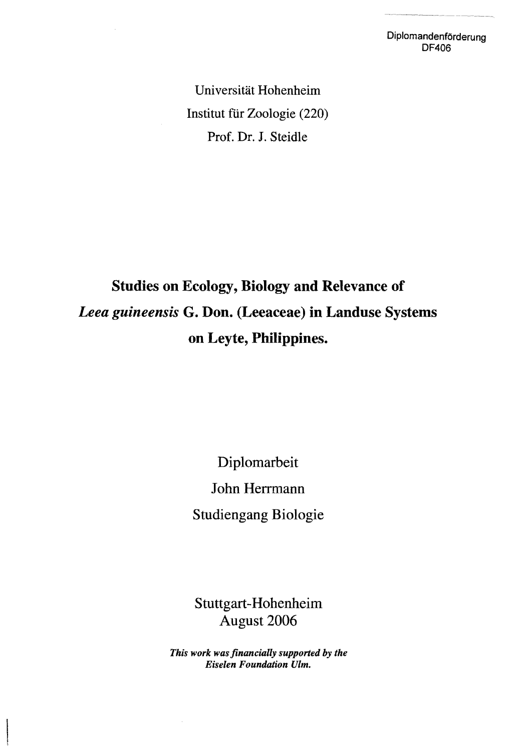Diplomandenförderung
DF406

Universität Hohenheim

Institut für Zoologie (220)

Prof. Dr. J. Steidle

# Studies on Ecology, Biology and Relevance of *Leea guineensis* G. Don. (Leeaceae) in Landuse Systems on Leyte, Philippines.

Diplomarbeit

John Herrmann

Studiengang Biologie

Stuttgart-Hohenheim

August 2006

***This work was financially supported by the Eiselen Foundation Ulm.***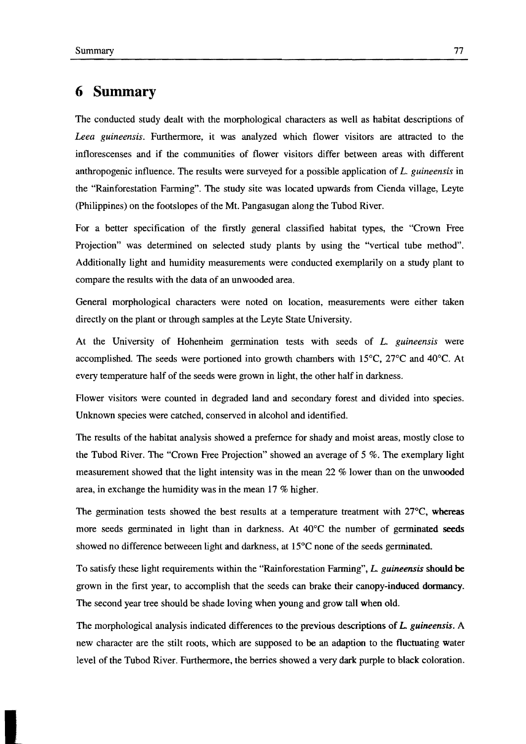# 6 Summary

The conducted study dealt with the morphological characters as well as habitat descriptions of *Leea guineensis*. Furthermore, it was analyzed which flower visitors are attracted to the inflorescenses and if the communities of flower visitors differ between areas with different anthropogenic influence. The results were surveyed for a possible application of *L. guineensis* in the "Rainforestation Farming". The study site was located upwards from Cienda village, Leyte (Philippines) on the footslopes of the Mt. Pangasugan along the Tubod River.

For a better specification of the firstly general classified habitat types, the "Crown Free Projection" was determined on selected study plants by using the "vertical tube method". Additionally light and humidity measurements were conducted exemplarily on a study plant to compare the results with the data of an unwooded area.

General morphological characters were noted on location, measurements were either taken directly on the plant or through samples at the Leyte State University.

At the University of Hohenheim germination tests with seeds of *L. guineensis* were accomplished. The seeds were portioned into growth chambers with 15°C, 27°C and 40°C. At every temperature half of the seeds were grown in light, the other half in darkness.

Flower visitors were counted in degraded land and secondary forest and divided into species. Unknown species were catched, conserved in alcohol and identified.

The results of the habitat analysis showed a prefernce for shady and moist areas, mostly close to the Tubod River. The "Crown Free Projection" showed an average of 5 %. The exemplary light measurement showed that the light intensity was in the mean 22 % lower than on the unwooded area, in exchange the humidity was in the mean 17 % higher.

The germination tests showed the best results at a temperature treatment with 27°C, whereas more seeds germinated in light than in darkness. At 40°C the number of germinated seeds showed no difference betweeen light and darkness, at 15°C none of the seeds germinated.

To satisfy these light requirements within the "Rainforestation Farming", *L. guineensis* should be grown in the first year, to accomplish that the seeds can brake their canopy-induced dormancy. The second year tree should be shade loving when young and grow tall when old.

The morphological analysis indicated differences to the previous descriptions of *L. guineensis*. A new character are the stilt roots, which are supposed to be an adaption to the fluctuating water level of the Tubod River. Furthermore, the berries showed a very dark purple to black coloration.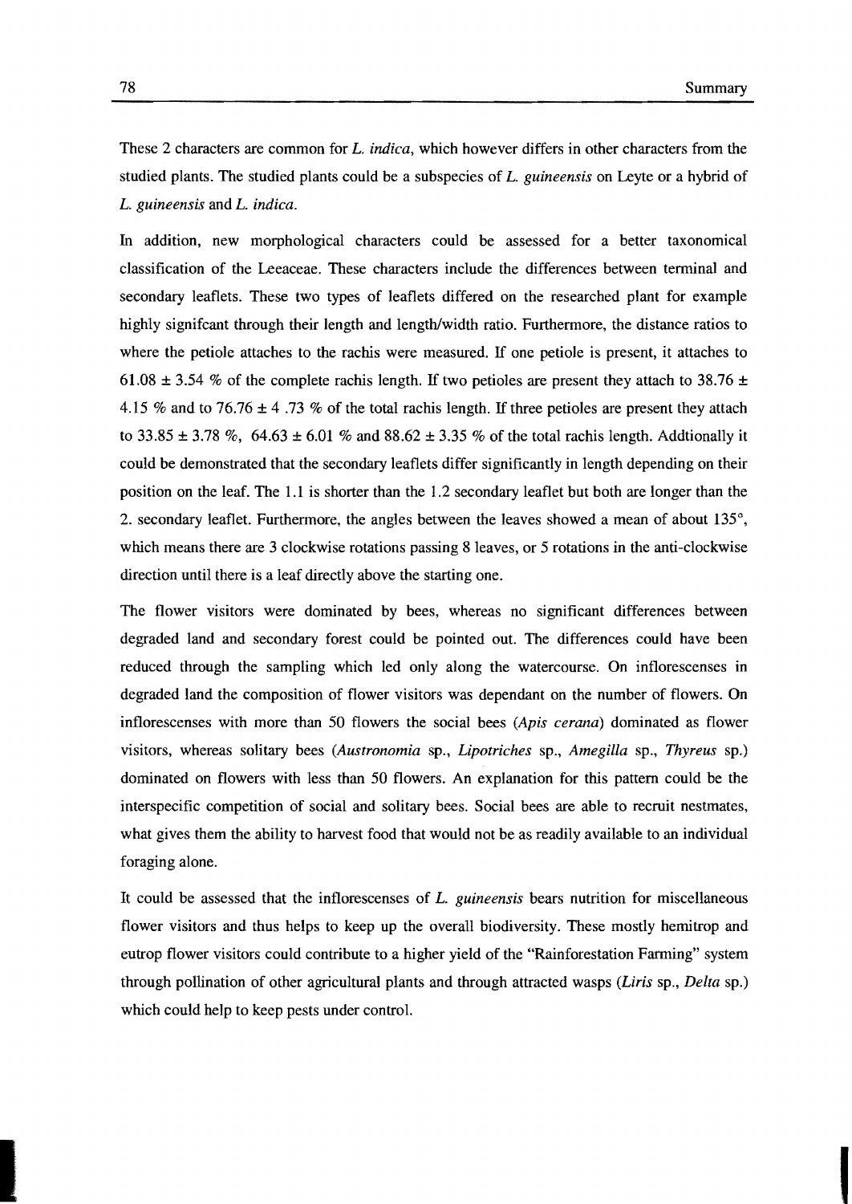These 2 characters are common for *L. indica*, which however differs in other characters from the studied plants. The studied plants could be a subspecies of *L. guineensis* on Leyte or a hybrid of *L. guineensis* and *L. indica*.

In addition, new morphological characters could be assessed for a better taxonomical classification of the Leeaceae. These characters include the differences between terminal and secondary leaflets. These two types of leaflets differed on the researched plant for example highly signifcant through their length and length/width ratio. Furthermore, the distance ratios to where the petiole attaches to the rachis were measured. If one petiole is present, it attaches to $61.08 \pm 3.54$ % of the complete rachis length. If two petioles are present they attach to $38.76 \pm 4.15$ % and to $76.76 \pm 4.73$ % of the total rachis length. If three petioles are present they attach to $33.85 \pm 3.78$ %, $64.63 \pm 6.01$ % and $88.62 \pm 3.35$ % of the total rachis length. Addtionally it could be demonstrated that the secondary leaflets differ significantly in length depending on their position on the leaf. The 1.1 is shorter than the 1.2 secondary leaflet but both are longer than the 2. secondary leaflet. Furthermore, the angles between the leaves showed a mean of about 135°, which means there are 3 clockwise rotations passing 8 leaves, or 5 rotations in the anti-clockwise direction until there is a leaf directly above the starting one.

The flower visitors were dominated by bees, whereas no significant differences between degraded land and secondary forest could be pointed out. The differences could have been reduced through the sampling which led only along the watercourse. On inflorescenses in degraded land the composition of flower visitors was dependant on the number of flowers. On inflorescenses with more than 50 flowers the social bees (*Apis cerana*) dominated as flower visitors, whereas solitary bees (*Austronomia* sp., *Lipotriches* sp., *Amegilla* sp., *Thyreus* sp.) dominated on flowers with less than 50 flowers. An explanation for this pattern could be the interspecific competition of social and solitary bees. Social bees are able to recruit nestmates, what gives them the ability to harvest food that would not be as readily available to an individual foraging alone.

It could be assessed that the inflorescenses of *L. guineensis* bears nutrition for miscellaneous flower visitors and thus helps to keep up the overall biodiversity. These mostly hemitrop and eutrop flower visitors could contribute to a higher yield of the "Rainforestation Farming" system through pollination of other agricultural plants and through attracted wasps (*Liris* sp., *Delta* sp.) which could help to keep pests under control.